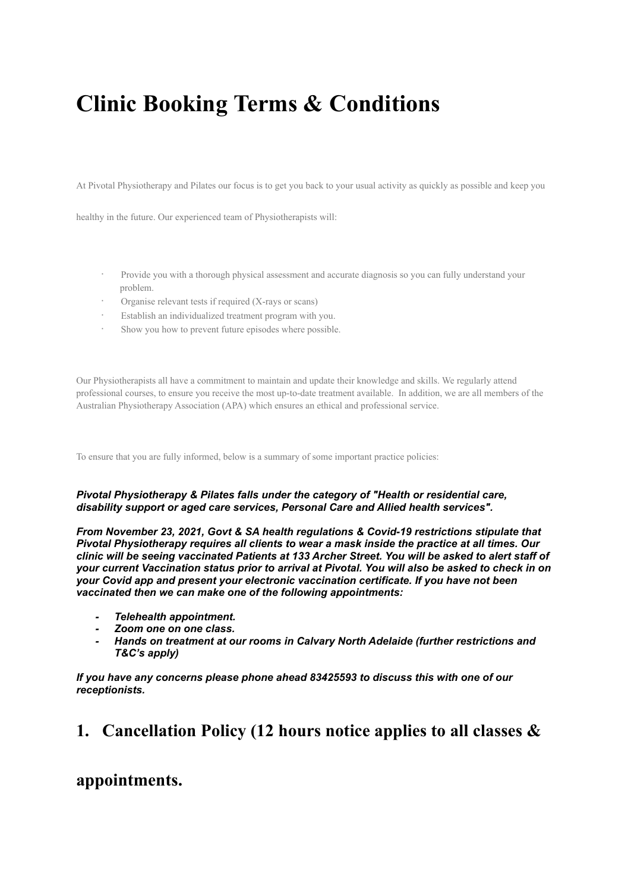# Clinic Booking Terms & Conditions

At Pivotal Physiotherapy and Pilates our focus is to get you back to your usual activity as quickly as possible and keep you healthy in the future. Our experienced team of Physiotherapists will:

- Provide you with a thorough physical assessment and accurate diagnosis so you can fully understand your problem.
- Organise relevant tests if required (X-rays or scans)
- Establish an individualized treatment program with you.
- Show you how to prevent future episodes where possible.

Our Physiotherapists all have a commitment to maintain and update their knowledge and skills. We regularly attend professional courses, to ensure you receive the most up-to-date treatment available. In addition, we are all members of the Australian Physiotherapy Association (APA) which ensures an ethical and professional service.

To ensure that you are fully informed, below is a summary of some important practice policies:

***Pivotal Physiotherapy & Pilates falls under the category of "Health or residential care, disability support or aged care services, Personal Care and Allied health services".***

***From November 23, 2021, Govt & SA health regulations & Covid-19 restrictions stipulate that Pivotal Physiotherapy requires all clients to wear a mask inside the practice at all times. Our clinic will be seeing vaccinated Patients at 133 Archer Street. You will be asked to alert staff of your current Vaccination status prior to arrival at Pivotal. You will also be asked to check in on your Covid app and present your electronic vaccination certificate. If you have not been vaccinated then we can make one of the following appointments:***

- ***Telehealth appointment.***
- ***Zoom one on one class.***
- ***Hands on treatment at our rooms in Calvary North Adelaide (further restrictions and T&C's apply)***

***If you have any concerns please phone ahead 83425593 to discuss this with one of our receptionists.***

## 1. Cancellation Policy (12 hours notice applies to all classes & appointments.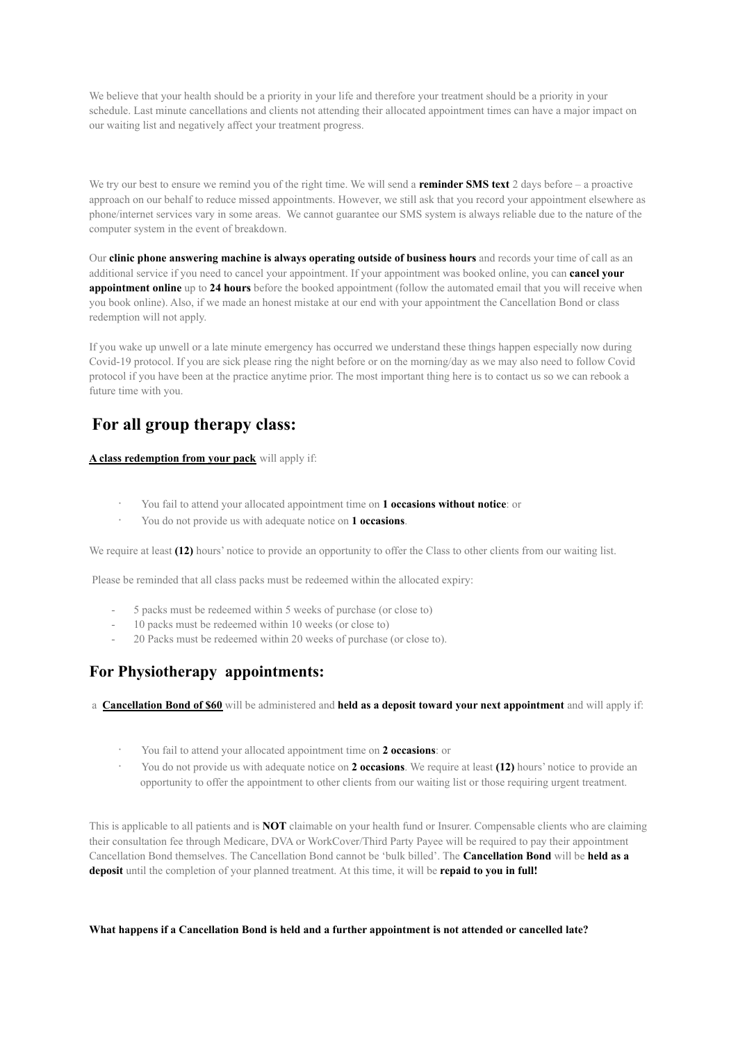We believe that your health should be a priority in your life and therefore your treatment should be a priority in your schedule. Last minute cancellations and clients not attending their allocated appointment times can have a major impact on our waiting list and negatively affect your treatment progress.

We try our best to ensure we remind you of the right time. We will send a **reminder SMS text** 2 days before – a proactive approach on our behalf to reduce missed appointments. However, we still ask that you record your appointment elsewhere as phone/internet services vary in some areas. We cannot guarantee our SMS system is always reliable due to the nature of the computer system in the event of breakdown.

Our **clinic phone answering machine is always operating outside of business hours** and records your time of call as an additional service if you need to cancel your appointment. If your appointment was booked online, you can **cancel your appointment online** up to **24 hours** before the booked appointment (follow the automated email that you will receive when you book online). Also, if we made an honest mistake at our end with your appointment the Cancellation Bond or class redemption will not apply.

If you wake up unwell or a late minute emergency has occurred we understand these things happen especially now during Covid-19 protocol. If you are sick please ring the night before or on the morning/day as we may also need to follow Covid protocol if you have been at the practice anytime prior. The most important thing here is to contact us so we can rebook a future time with you.

## For all group therapy class:

**A class redemption from your pack** will apply if:

- You fail to attend your allocated appointment time on **1 occasions without notice**: or
- You do not provide us with adequate notice on **1 occasions**.

We require at least **(12)** hours' notice to provide an opportunity to offer the Class to other clients from our waiting list.

Please be reminded that all class packs must be redeemed within the allocated expiry:

- 5 packs must be redeemed within 5 weeks of purchase (or close to)
- 10 packs must be redeemed within 10 weeks (or close to)
- 20 Packs must be redeemed within 20 weeks of purchase (or close to).

## For Physiotherapy appointments:

a **Cancellation Bond of $60** will be administered and **held as a deposit toward your next appointment** and will apply if:

- You fail to attend your allocated appointment time on **2 occasions**: or
- You do not provide us with adequate notice on **2 occasions**. We require at least **(12)** hours' notice to provide an opportunity to offer the appointment to other clients from our waiting list or those requiring urgent treatment.

This is applicable to all patients and is **NOT** claimable on your health fund or Insurer. Compensable clients who are claiming their consultation fee through Medicare, DVA or WorkCover/Third Party Payee will be required to pay their appointment Cancellation Bond themselves. The Cancellation Bond cannot be 'bulk billed'. The **Cancellation Bond** will be **held as a deposit** until the completion of your planned treatment. At this time, it will be **repaid to you in full!**

**What happens if a Cancellation Bond is held and a further appointment is not attended or cancelled late?**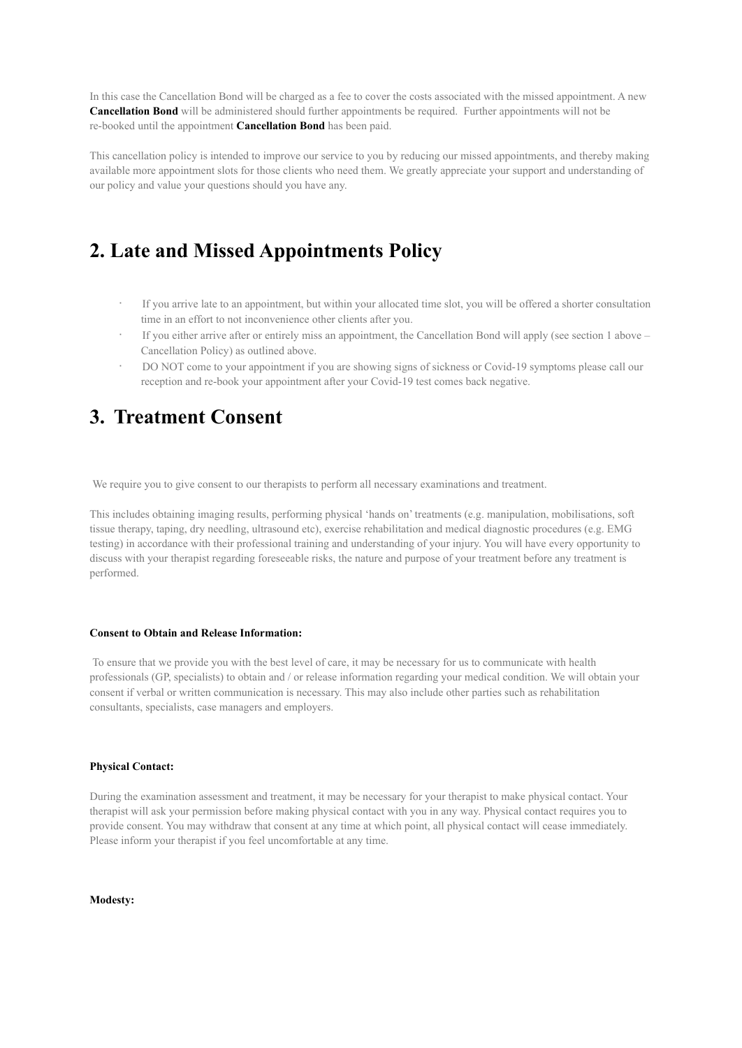In this case the Cancellation Bond will be charged as a fee to cover the costs associated with the missed appointment. A new **Cancellation Bond** will be administered should further appointments be required. Further appointments will not be re-booked until the appointment **Cancellation Bond** has been paid.

This cancellation policy is intended to improve our service to you by reducing our missed appointments, and thereby making available more appointment slots for those clients who need them. We greatly appreciate your support and understanding of our policy and value your questions should you have any.

## 2. Late and Missed Appointments Policy

- If you arrive late to an appointment, but within your allocated time slot, you will be offered a shorter consultation time in an effort to not inconvenience other clients after you.
- If you either arrive after or entirely miss an appointment, the Cancellation Bond will apply (see section 1 above – Cancellation Policy) as outlined above.
- DO NOT come to your appointment if you are showing signs of sickness or Covid-19 symptoms please call our reception and re-book your appointment after your Covid-19 test comes back negative.

## 3. Treatment Consent

We require you to give consent to our therapists to perform all necessary examinations and treatment.

This includes obtaining imaging results, performing physical 'hands on' treatments (e.g. manipulation, mobilisations, soft tissue therapy, taping, dry needling, ultrasound etc), exercise rehabilitation and medical diagnostic procedures (e.g. EMG testing) in accordance with their professional training and understanding of your injury. You will have every opportunity to discuss with your therapist regarding foreseeable risks, the nature and purpose of your treatment before any treatment is performed.

**Consent to Obtain and Release Information:**

To ensure that we provide you with the best level of care, it may be necessary for us to communicate with health professionals (GP, specialists) to obtain and / or release information regarding your medical condition. We will obtain your consent if verbal or written communication is necessary. This may also include other parties such as rehabilitation consultants, specialists, case managers and employers.

**Physical Contact:**

During the examination assessment and treatment, it may be necessary for your therapist to make physical contact. Your therapist will ask your permission before making physical contact with you in any way. Physical contact requires you to provide consent. You may withdraw that consent at any time at which point, all physical contact will cease immediately. Please inform your therapist if you feel uncomfortable at any time.

**Modesty:**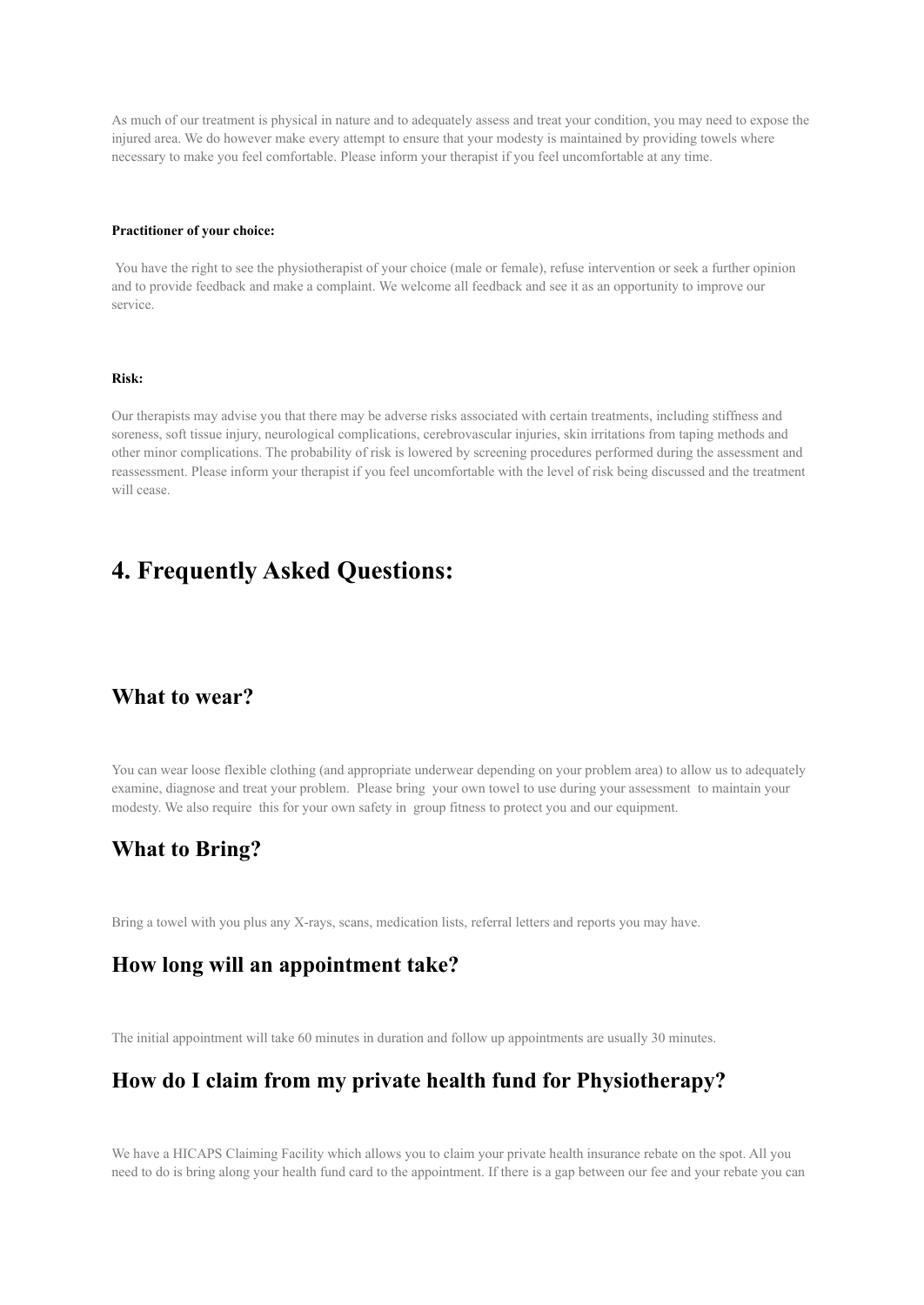As much of our treatment is physical in nature and to adequately assess and treat your condition, you may need to expose the injured area. We do however make every attempt to ensure that your modesty is maintained by providing towels where necessary to make you feel comfortable. Please inform your therapist if you feel uncomfortable at any time.

**Practitioner of your choice:**

You have the right to see the physiotherapist of your choice (male or female), refuse intervention or seek a further opinion and to provide feedback and make a complaint. We welcome all feedback and see it as an opportunity to improve our service.

**Risk:**

Our therapists may advise you that there may be adverse risks associated with certain treatments, including stiffness and soreness, soft tissue injury, neurological complications, cerebrovascular injuries, skin irritations from taping methods and other minor complications. The probability of risk is lowered by screening procedures performed during the assessment and reassessment. Please inform your therapist if you feel uncomfortable with the level of risk being discussed and the treatment will cease.

# 4. Frequently Asked Questions:

## What to wear?

You can wear loose flexible clothing (and appropriate underwear depending on your problem area) to allow us to adequately examine, diagnose and treat your problem. Please bring your own towel to use during your assessment to maintain your modesty. We also require this for your own safety in group fitness to protect you and our equipment.

## What to Bring?

Bring a towel with you plus any X-rays, scans, medication lists, referral letters and reports you may have.

## How long will an appointment take?

The initial appointment will take 60 minutes in duration and follow up appointments are usually 30 minutes.

## How do I claim from my private health fund for Physiotherapy?

We have a HICAPS Claiming Facility which allows you to claim your private health insurance rebate on the spot. All you need to do is bring along your health fund card to the appointment. If there is a gap between our fee and your rebate you can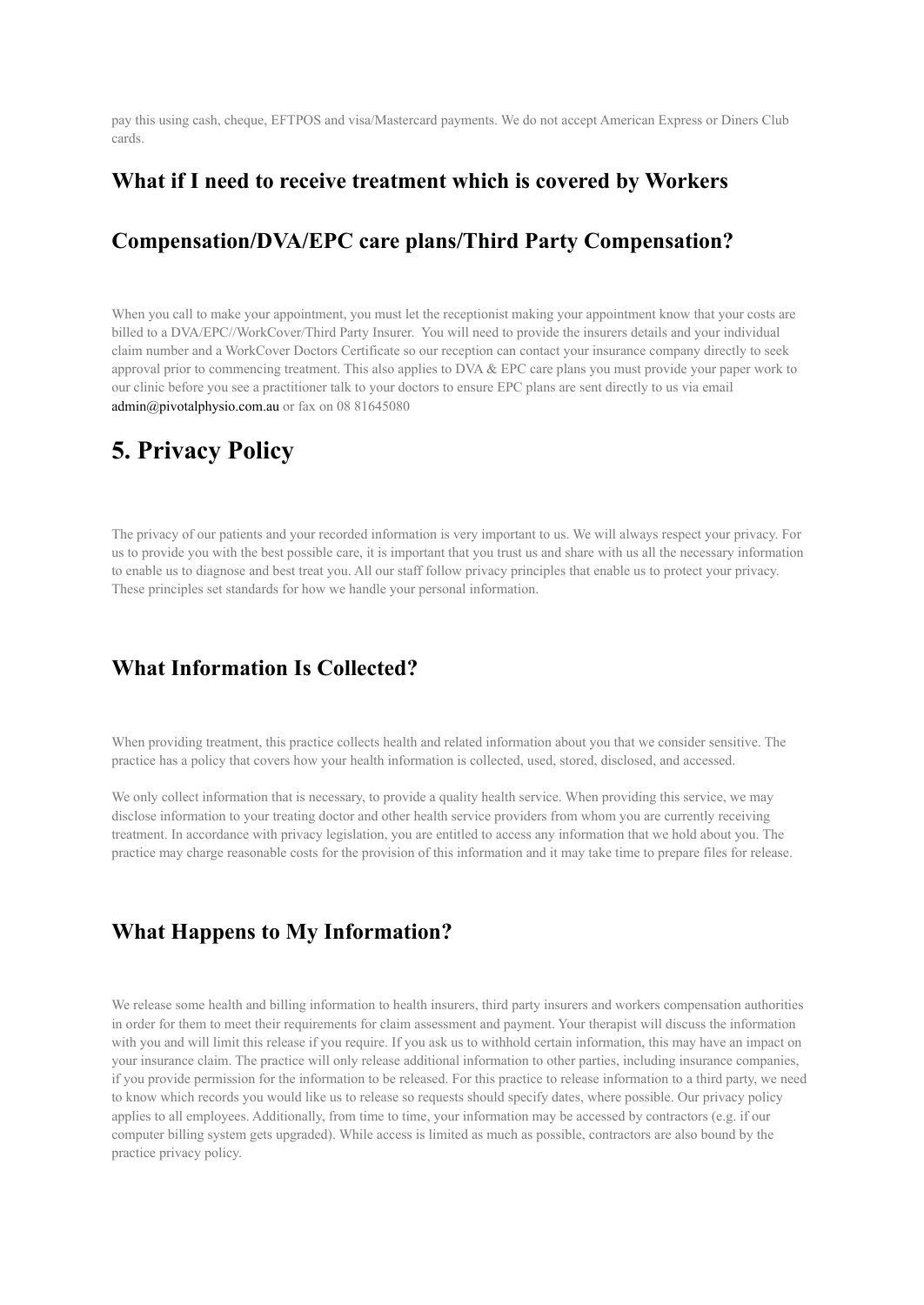pay this using cash, cheque, EFTPOS and visa/Mastercard payments. We do not accept American Express or Diners Club cards.

### What if I need to receive treatment which is covered by Workers Compensation/DVA/EPC care plans/Third Party Compensation?

When you call to make your appointment, you must let the receptionist making your appointment know that your costs are billed to a DVA/EPC//WorkCover/Third Party Insurer. You will need to provide the insurers details and your individual claim number and a WorkCover Doctors Certificate so our reception can contact your insurance company directly to seek approval prior to commencing treatment. This also applies to DVA & EPC care plans you must provide your paper work to our clinic before you see a practitioner talk to your doctors to ensure EPC plans are sent directly to us via email admin@pivotalphysio.com.au or fax on 08 81645080

## 5. Privacy Policy

The privacy of our patients and your recorded information is very important to us. We will always respect your privacy. For us to provide you with the best possible care, it is important that you trust us and share with us all the necessary information to enable us to diagnose and best treat you. All our staff follow privacy principles that enable us to protect your privacy. These principles set standards for how we handle your personal information.

### What Information Is Collected?

When providing treatment, this practice collects health and related information about you that we consider sensitive. The practice has a policy that covers how your health information is collected, used, stored, disclosed, and accessed.

We only collect information that is necessary, to provide a quality health service. When providing this service, we may disclose information to your treating doctor and other health service providers from whom you are currently receiving treatment. In accordance with privacy legislation, you are entitled to access any information that we hold about you. The practice may charge reasonable costs for the provision of this information and it may take time to prepare files for release.

### What Happens to My Information?

We release some health and billing information to health insurers, third party insurers and workers compensation authorities in order for them to meet their requirements for claim assessment and payment. Your therapist will discuss the information with you and will limit this release if you require. If you ask us to withhold certain information, this may have an impact on your insurance claim. The practice will only release additional information to other parties, including insurance companies, if you provide permission for the information to be released. For this practice to release information to a third party, we need to know which records you would like us to release so requests should specify dates, where possible. Our privacy policy applies to all employees. Additionally, from time to time, your information may be accessed by contractors (e.g. if our computer billing system gets upgraded). While access is limited as much as possible, contractors are also bound by the practice privacy policy.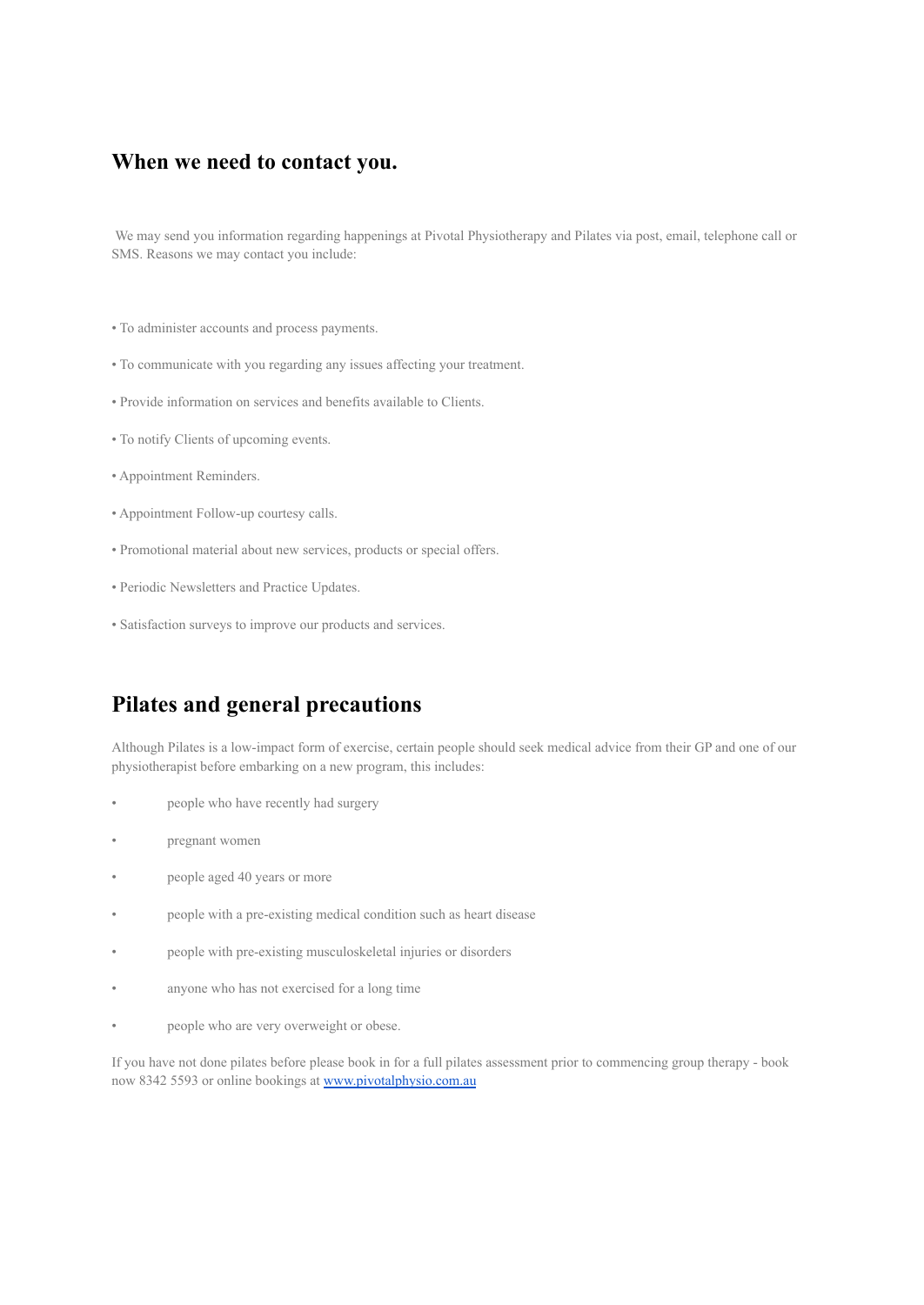## When we need to contact you.

We may send you information regarding happenings at Pivotal Physiotherapy and Pilates via post, email, telephone call or SMS. Reasons we may contact you include:

- To administer accounts and process payments.
- To communicate with you regarding any issues affecting your treatment.
- Provide information on services and benefits available to Clients.
- To notify Clients of upcoming events.
- Appointment Reminders.
- Appointment Follow-up courtesy calls.
- Promotional material about new services, products or special offers.
- Periodic Newsletters and Practice Updates.
- Satisfaction surveys to improve our products and services.

## Pilates and general precautions

Although Pilates is a low-impact form of exercise, certain people should seek medical advice from their GP and one of our physiotherapist before embarking on a new program, this includes:

- people who have recently had surgery
- pregnant women
- people aged 40 years or more
- people with a pre-existing medical condition such as heart disease
- people with pre-existing musculoskeletal injuries or disorders
- anyone who has not exercised for a long time
- people who are very overweight or obese.

If you have not done pilates before please book in for a full pilates assessment prior to commencing group therapy - book now 8342 5593 or online bookings at [www.pivotalphysio.com.au](http://www.pivotalphysio.com.au)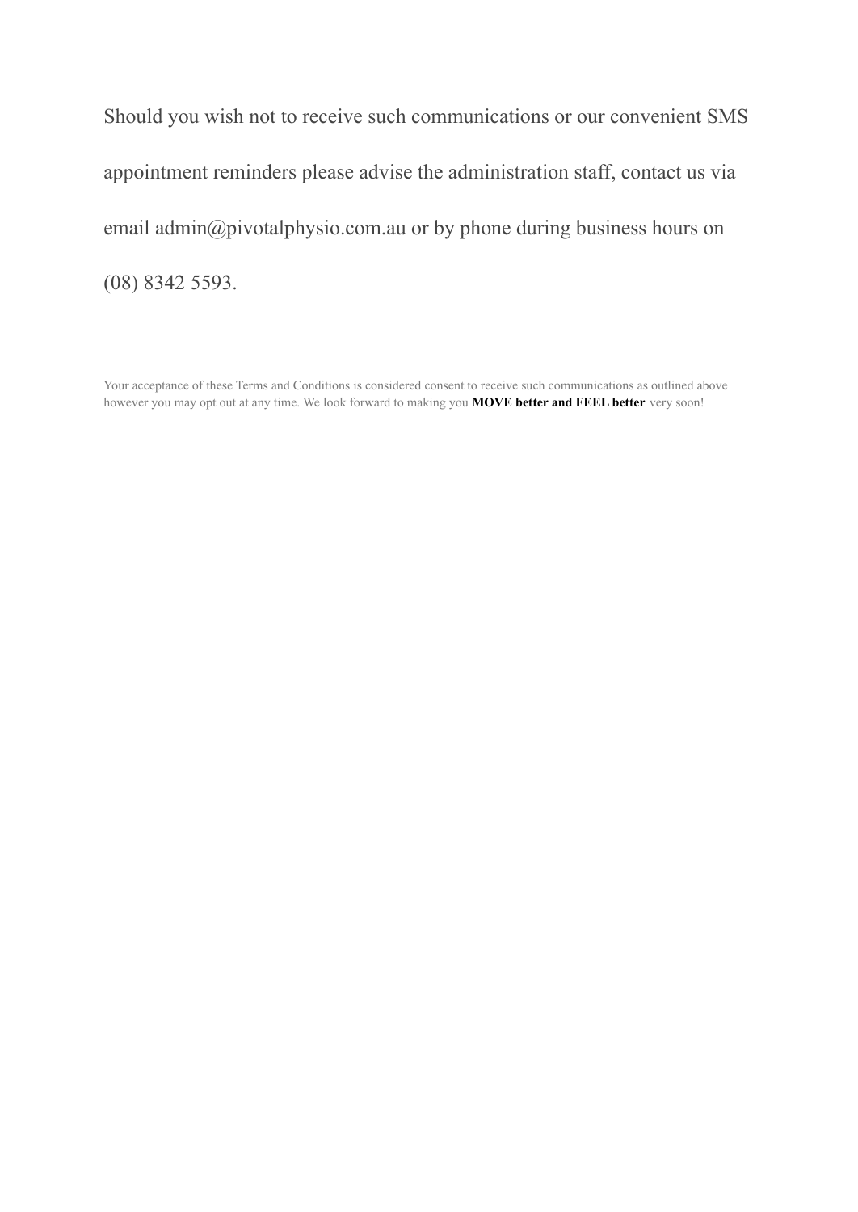Should you wish not to receive such communications or our convenient SMS appointment reminders please advise the administration staff, contact us via email admin@pivotalphysio.com.au or by phone during business hours on (08) 8342 5593.

Your acceptance of these Terms and Conditions is considered consent to receive such communications as outlined above however you may opt out at any time. We look forward to making you **MOVE better and FEEL better** very soon!